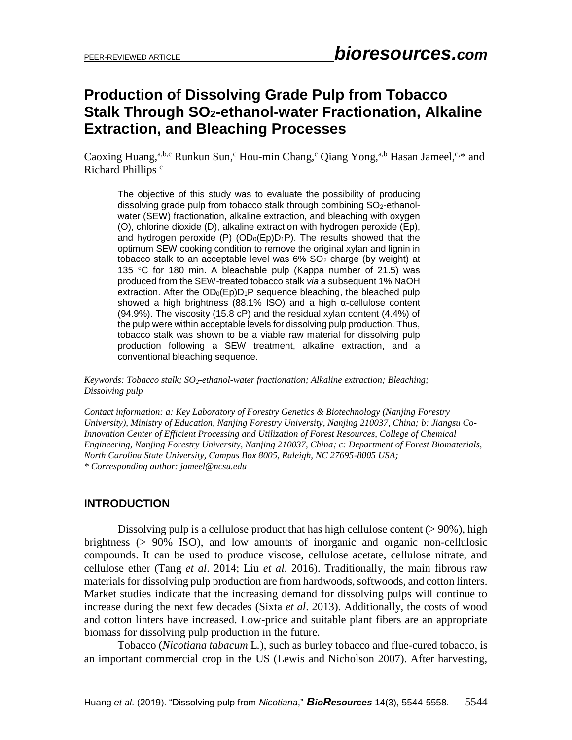# Production of Dissolving Grade Pulp from Tobacco Stalk Through $SO_2$-ethanol-water Fractionation, Alkaline Extraction, and Bleaching Processes

Caoxing Huang,[a,b,c] Runkun Sun,[c] Hou-min Chang,[c] Qiang Yong,[a,b] Hasan Jameel,[c,*] and Richard Phillips [c]

> The objective of this study was to evaluate the possibility of producing dissolving grade pulp from tobacco stalk through combining $SO_2$-ethanol-water (SEW) fractionation, alkaline extraction, and bleaching with oxygen (O), chlorine dioxide (D), alkaline extraction with hydrogen peroxide (Ep), and hydrogen peroxide (P) ($OD_0(Ep)D_1P$). The results showed that the optimum SEW cooking condition to remove the original xylan and lignin in tobacco stalk to an acceptable level was 6% $SO_2$ charge (by weight) at 135 °C for 180 min. A bleachable pulp (Kappa number of 21.5) was produced from the SEW-treated tobacco stalk *via* a subsequent 1% NaOH extraction. After the $OD_0(Ep)D_1P$ sequence bleaching, the bleached pulp showed a high brightness (88.1% ISO) and a high α-cellulose content (94.9%). The viscosity (15.8 cP) and the residual xylan content (4.4%) of the pulp were within acceptable levels for dissolving pulp production. Thus, tobacco stalk was shown to be a viable raw material for dissolving pulp production following a SEW treatment, alkaline extraction, and a conventional bleaching sequence.

*Keywords: Tobacco stalk; $SO_2$-ethanol-water fractionation; Alkaline extraction; Bleaching; Dissolving pulp*

*Contact information: a: Key Laboratory of Forestry Genetics & Biotechnology (Nanjing Forestry University), Ministry of Education, Nanjing Forestry University, Nanjing 210037, China; b: Jiangsu Co-Innovation Center of Efficient Processing and Utilization of Forest Resources, College of Chemical Engineering, Nanjing Forestry University, Nanjing 210037, China; c: Department of Forest Biomaterials, North Carolina State University, Campus Box 8005, Raleigh, NC 27695-8005 USA;*
*\* Corresponding author: jameel@ncsu.edu*

## INTRODUCTION

Dissolving pulp is a cellulose product that has high cellulose content (> 90%), high brightness (> 90% ISO), and low amounts of inorganic and organic non-cellulosic compounds. It can be used to produce viscose, cellulose acetate, cellulose nitrate, and cellulose ether (Tang *et al*. 2014; Liu *et al*. 2016). Traditionally, the main fibrous raw materials for dissolving pulp production are from hardwoods, softwoods, and cotton linters. Market studies indicate that the increasing demand for dissolving pulps will continue to increase during the next few decades (Sixta *et al*. 2013). Additionally, the costs of wood and cotton linters have increased. Low-price and suitable plant fibers are an appropriate biomass for dissolving pulp production in the future.

Tobacco (*Nicotiana tabacum* L.), such as burley tobacco and flue-cured tobacco, is an important commercial crop in the US (Lewis and Nicholson 2007). After harvesting,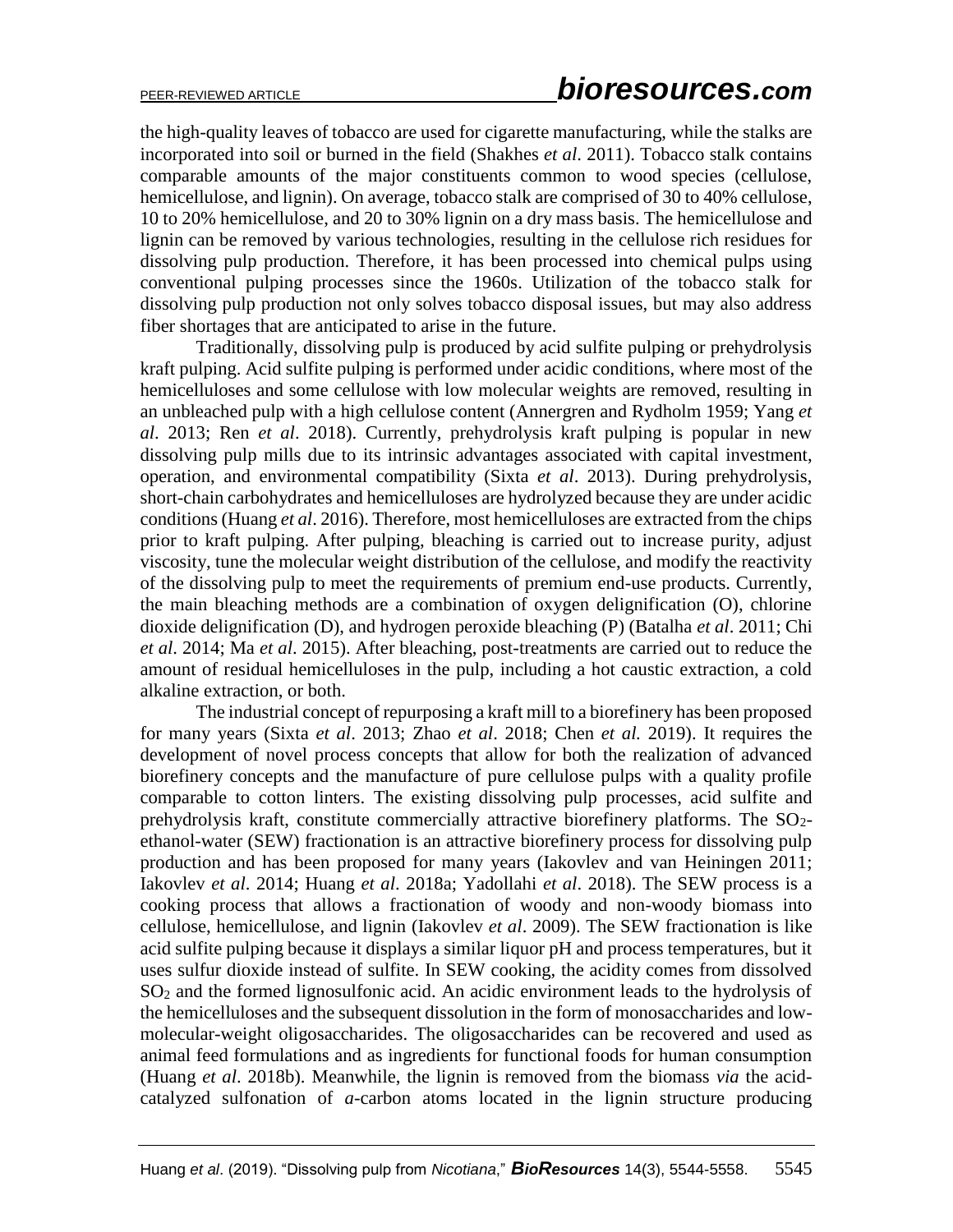the high-quality leaves of tobacco are used for cigarette manufacturing, while the stalks are incorporated into soil or burned in the field (Shakhes *et al*. 2011). Tobacco stalk contains comparable amounts of the major constituents common to wood species (cellulose, hemicellulose, and lignin). On average, tobacco stalk are comprised of 30 to 40% cellulose, 10 to 20% hemicellulose, and 20 to 30% lignin on a dry mass basis. The hemicellulose and lignin can be removed by various technologies, resulting in the cellulose rich residues for dissolving pulp production. Therefore, it has been processed into chemical pulps using conventional pulping processes since the 1960s. Utilization of the tobacco stalk for dissolving pulp production not only solves tobacco disposal issues, but may also address fiber shortages that are anticipated to arise in the future.

Traditionally, dissolving pulp is produced by acid sulfite pulping or prehydrolysis kraft pulping. Acid sulfite pulping is performed under acidic conditions, where most of the hemicelluloses and some cellulose with low molecular weights are removed, resulting in an unbleached pulp with a high cellulose content (Annergren and Rydholm 1959; Yang *et al*. 2013; Ren *et al*. 2018). Currently, prehydrolysis kraft pulping is popular in new dissolving pulp mills due to its intrinsic advantages associated with capital investment, operation, and environmental compatibility (Sixta *et al*. 2013). During prehydrolysis, short-chain carbohydrates and hemicelluloses are hydrolyzed because they are under acidic conditions (Huang *et al*. 2016). Therefore, most hemicelluloses are extracted from the chips prior to kraft pulping. After pulping, bleaching is carried out to increase purity, adjust viscosity, tune the molecular weight distribution of the cellulose, and modify the reactivity of the dissolving pulp to meet the requirements of premium end-use products. Currently, the main bleaching methods are a combination of oxygen delignification (O), chlorine dioxide delignification (D), and hydrogen peroxide bleaching (P) (Batalha *et al*. 2011; Chi *et al*. 2014; Ma *et al*. 2015). After bleaching, post-treatments are carried out to reduce the amount of residual hemicelluloses in the pulp, including a hot caustic extraction, a cold alkaline extraction, or both.

The industrial concept of repurposing a kraft mill to a biorefinery has been proposed for many years (Sixta *et al*. 2013; Zhao *et al*. 2018; Chen *et al.* 2019). It requires the development of novel process concepts that allow for both the realization of advanced biorefinery concepts and the manufacture of pure cellulose pulps with a quality profile comparable to cotton linters. The existing dissolving pulp processes, acid sulfite and prehydrolysis kraft, constitute commercially attractive biorefinery platforms. The $SO_2$-ethanol-water (SEW) fractionation is an attractive biorefinery process for dissolving pulp production and has been proposed for many years (Iakovlev and van Heiningen 2011; Iakovlev *et al*. 2014; Huang *et al*. 2018a; Yadollahi *et al*. 2018). The SEW process is a cooking process that allows a fractionation of woody and non-woody biomass into cellulose, hemicellulose, and lignin (Iakovlev *et al*. 2009). The SEW fractionation is like acid sulfite pulping because it displays a similar liquor pH and process temperatures, but it uses sulfur dioxide instead of sulfite. In SEW cooking, the acidity comes from dissolved $SO_2$ and the formed lignosulfonic acid. An acidic environment leads to the hydrolysis of the hemicelluloses and the subsequent dissolution in the form of monosaccharides and low-molecular-weight oligosaccharides. The oligosaccharides can be recovered and used as animal feed formulations and as ingredients for functional foods for human consumption (Huang *et al*. 2018b). Meanwhile, the lignin is removed from the biomass *via* the acid-catalyzed sulfonation of *a*-carbon atoms located in the lignin structure producing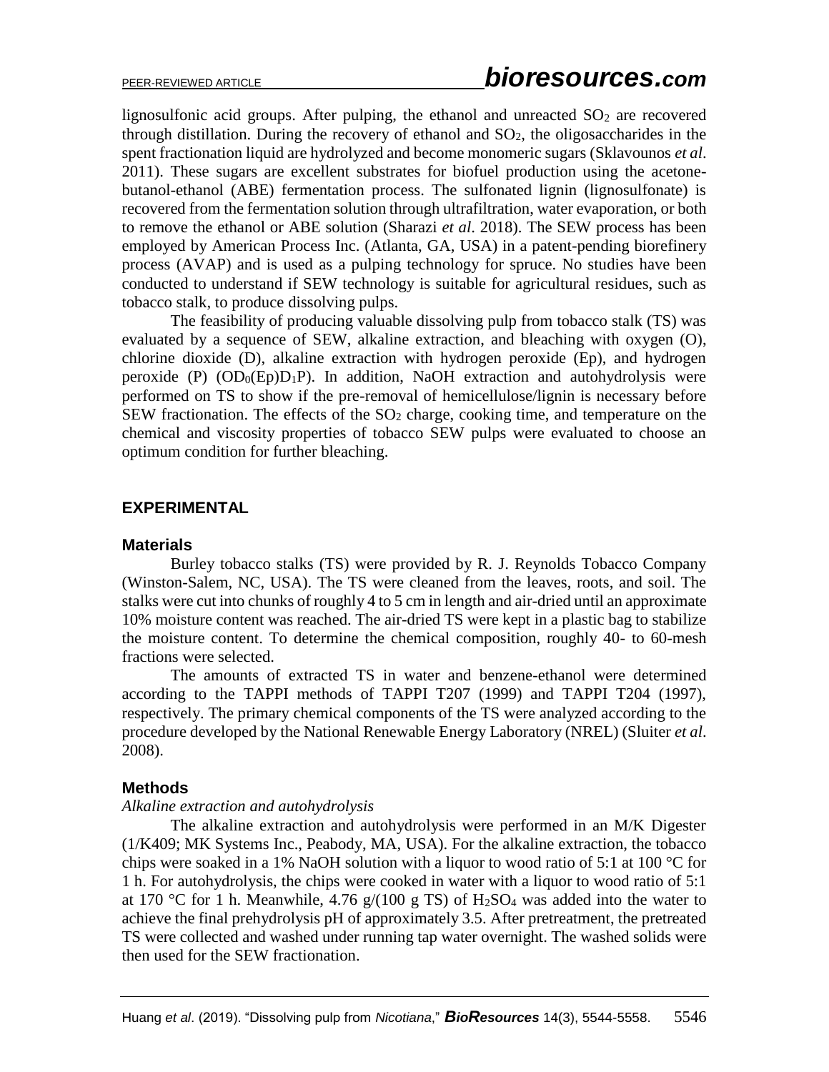lignosulfonic acid groups. After pulping, the ethanol and unreacted $SO_2$ are recovered through distillation. During the recovery of ethanol and $SO_2$, the oligosaccharides in the spent fractionation liquid are hydrolyzed and become monomeric sugars (Sklavounos *et al*. 2011). These sugars are excellent substrates for biofuel production using the acetone-butanol-ethanol (ABE) fermentation process. The sulfonated lignin (lignosulfonate) is recovered from the fermentation solution through ultrafiltration, water evaporation, or both to remove the ethanol or ABE solution (Sharazi *et al*. 2018). The SEW process has been employed by American Process Inc. (Atlanta, GA, USA) in a patent-pending biorefinery process (AVAP) and is used as a pulping technology for spruce. No studies have been conducted to understand if SEW technology is suitable for agricultural residues, such as tobacco stalk, to produce dissolving pulps.

The feasibility of producing valuable dissolving pulp from tobacco stalk (TS) was evaluated by a sequence of SEW, alkaline extraction, and bleaching with oxygen (O), chlorine dioxide (D), alkaline extraction with hydrogen peroxide (Ep), and hydrogen peroxide (P) ($OD_0(Ep)D_1P$). In addition, NaOH extraction and autohydrolysis were performed on TS to show if the pre-removal of hemicellulose/lignin is necessary before SEW fractionation. The effects of the $SO_2$ charge, cooking time, and temperature on the chemical and viscosity properties of tobacco SEW pulps were evaluated to choose an optimum condition for further bleaching.

## EXPERIMENTAL

### Materials

Burley tobacco stalks (TS) were provided by R. J. Reynolds Tobacco Company (Winston-Salem, NC, USA). The TS were cleaned from the leaves, roots, and soil. The stalks were cut into chunks of roughly 4 to 5 cm in length and air-dried until an approximate 10% moisture content was reached. The air-dried TS were kept in a plastic bag to stabilize the moisture content. To determine the chemical composition, roughly 40- to 60-mesh fractions were selected.

The amounts of extracted TS in water and benzene-ethanol were determined according to the TAPPI methods of TAPPI T207 (1999) and TAPPI T204 (1997), respectively. The primary chemical components of the TS were analyzed according to the procedure developed by the National Renewable Energy Laboratory (NREL) (Sluiter *et al*. 2008).

### Methods

*Alkaline extraction and autohydrolysis*

The alkaline extraction and autohydrolysis were performed in an M/K Digester (1/K409; MK Systems Inc., Peabody, MA, USA). For the alkaline extraction, the tobacco chips were soaked in a 1% NaOH solution with a liquor to wood ratio of 5:1 at 100 °C for 1 h. For autohydrolysis, the chips were cooked in water with a liquor to wood ratio of 5:1 at 170 °C for 1 h. Meanwhile, 4.76 g/(100 g TS) of $H_2SO_4$ was added into the water to achieve the final prehydrolysis pH of approximately 3.5. After pretreatment, the pretreated TS were collected and washed under running tap water overnight. The washed solids were then used for the SEW fractionation.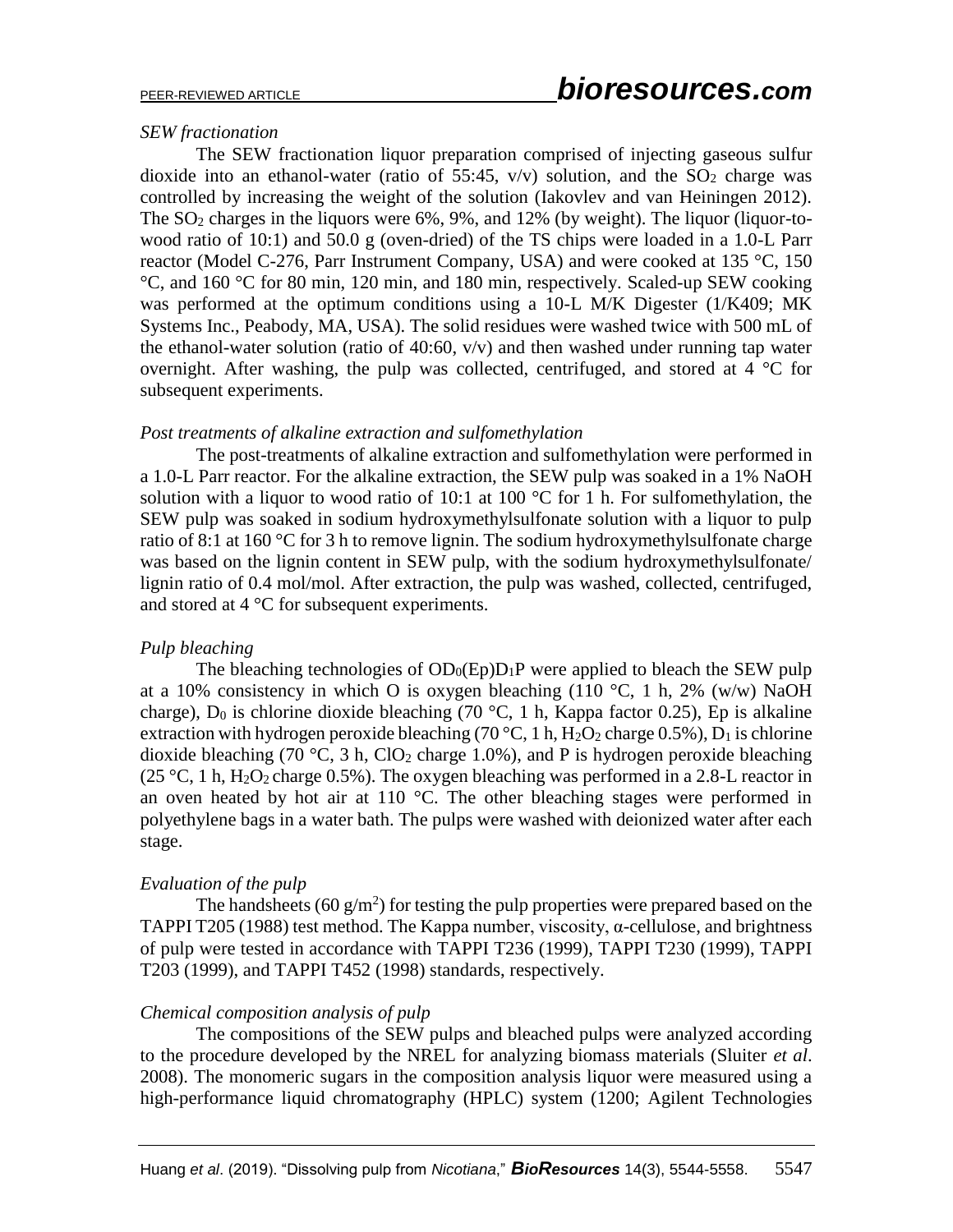### *SEW fractionation*

The SEW fractionation liquor preparation comprised of injecting gaseous sulfur dioxide into an ethanol-water (ratio of 55:45, v/v) solution, and the $SO_2$ charge was controlled by increasing the weight of the solution (Iakovlev and van Heiningen 2012). The $SO_2$ charges in the liquors were 6%, 9%, and 12% (by weight). The liquor (liquor-to-wood ratio of 10:1) and 50.0 g (oven-dried) of the TS chips were loaded in a 1.0-L Parr reactor (Model C-276, Parr Instrument Company, USA) and were cooked at 135 °C, 150 °C, and 160 °C for 80 min, 120 min, and 180 min, respectively. Scaled-up SEW cooking was performed at the optimum conditions using a 10-L M/K Digester (1/K409; MK Systems Inc., Peabody, MA, USA). The solid residues were washed twice with 500 mL of the ethanol-water solution (ratio of 40:60, v/v) and then washed under running tap water overnight. After washing, the pulp was collected, centrifuged, and stored at 4 °C for subsequent experiments.

### *Post treatments of alkaline extraction and sulfomethylation*

The post-treatments of alkaline extraction and sulfomethylation were performed in a 1.0-L Parr reactor. For the alkaline extraction, the SEW pulp was soaked in a 1% NaOH solution with a liquor to wood ratio of 10:1 at 100 °C for 1 h. For sulfomethylation, the SEW pulp was soaked in sodium hydroxymethylsulfonate solution with a liquor to pulp ratio of 8:1 at 160 °C for 3 h to remove lignin. The sodium hydroxymethylsulfonate charge was based on the lignin content in SEW pulp, with the sodium hydroxymethylsulfonate/ lignin ratio of 0.4 mol/mol. After extraction, the pulp was washed, collected, centrifuged, and stored at 4 °C for subsequent experiments.

### *Pulp bleaching*

The bleaching technologies of $OD_0(Ep)D_1P$ were applied to bleach the SEW pulp at a 10% consistency in which O is oxygen bleaching (110 °C, 1 h, 2% (w/w) NaOH charge), $D_0$ is chlorine dioxide bleaching (70 °C, 1 h, Kappa factor 0.25), Ep is alkaline extraction with hydrogen peroxide bleaching (70 °C, 1 h, $H_2O_2$ charge 0.5%), $D_1$ is chlorine dioxide bleaching (70 °C, 3 h, $ClO_2$ charge 1.0%), and P is hydrogen peroxide bleaching (25 °C, 1 h, $H_2O_2$ charge 0.5%). The oxygen bleaching was performed in a 2.8-L reactor in an oven heated by hot air at 110 °C. The other bleaching stages were performed in polyethylene bags in a water bath. The pulps were washed with deionized water after each stage.

### *Evaluation of the pulp*

The handsheets (60 g/m$^2$) for testing the pulp properties were prepared based on the TAPPI T205 (1988) test method. The Kappa number, viscosity, α-cellulose, and brightness of pulp were tested in accordance with TAPPI T236 (1999), TAPPI T230 (1999), TAPPI T203 (1999), and TAPPI T452 (1998) standards, respectively.

### *Chemical composition analysis of pulp*

The compositions of the SEW pulps and bleached pulps were analyzed according to the procedure developed by the NREL for analyzing biomass materials (Sluiter *et al*. 2008). The monomeric sugars in the composition analysis liquor were measured using a high-performance liquid chromatography (HPLC) system (1200; Agilent Technologies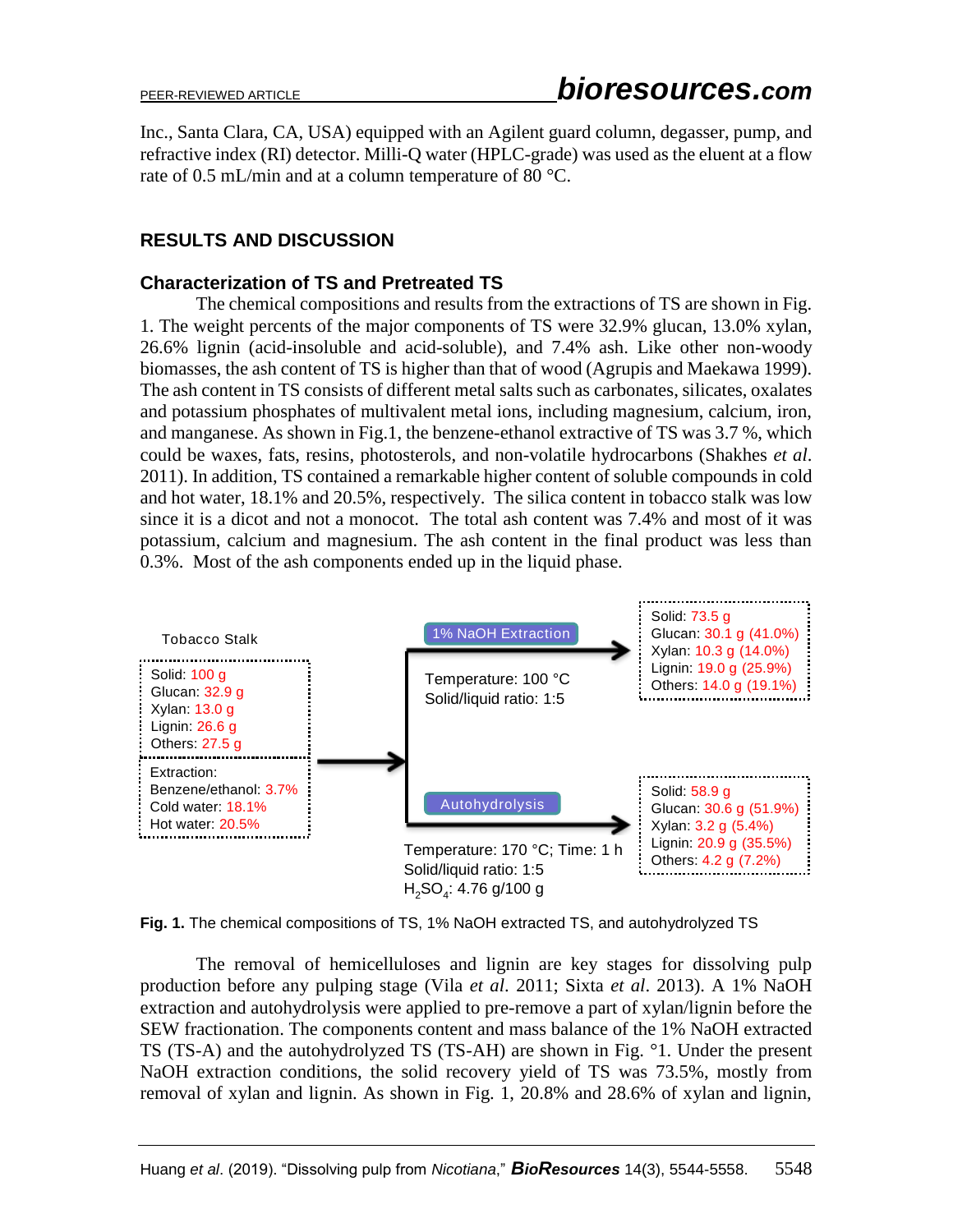Inc., Santa Clara, CA, USA) equipped with an Agilent guard column, degasser, pump, and refractive index (RI) detector. Milli-Q water (HPLC-grade) was used as the eluent at a flow rate of 0.5 mL/min and at a column temperature of 80 °C.

## RESULTS AND DISCUSSION

### Characterization of TS and Pretreated TS

The chemical compositions and results from the extractions of TS are shown in Fig. 1. The weight percents of the major components of TS were 32.9% glucan, 13.0% xylan, 26.6% lignin (acid-insoluble and acid-soluble), and 7.4% ash. Like other non-woody biomasses, the ash content of TS is higher than that of wood (Agrupis and Maekawa 1999). The ash content in TS consists of different metal salts such as carbonates, silicates, oxalates and potassium phosphates of multivalent metal ions, including magnesium, calcium, iron, and manganese. As shown in Fig.1, the benzene-ethanol extractive of TS was 3.7 %, which could be waxes, fats, resins, photosterols, and non-volatile hydrocarbons (Shakhes *et al*. 2011). In addition, TS contained a remarkable higher content of soluble compounds in cold and hot water, 18.1% and 20.5%, respectively. The silica content in tobacco stalk was low since it is a dicot and not a monocot. The total ash content was 7.4% and most of it was potassium, calcium and magnesium. The ash content in the final product was less than 0.3%. Most of the ash components ended up in the liquid phase.

Tobacco Stalk

Solid: 100 g
Glucan: 32.9 g
Xylan: 13.0 g
Lignin: 26.6 g
Others: 27.5 g

Extraction:
Benzene/ethanol: 3.7%
Cold water: 18.1%
Hot water: 20.5%

1% NaOH Extraction

Temperature: 100 °C
Solid/liquid ratio: 1:5

Solid: 73.5 g
Glucan: 30.1 g (41.0%)
Xylan: 10.3 g (14.0%)
Lignin: 19.0 g (25.9%)
Others: 14.0 g (19.1%)

Autohydrolysis

Temperature: 170 °C; Time: 1 h
Solid/liquid ratio: 1:5
$H_2SO_4$: 4.76 g/100 g

Solid: 58.9 g
Glucan: 30.6 g (51.9%)
Xylan: 3.2 g (5.4%)
Lignin: 20.9 g (35.5%)
Others: 4.2 g (7.2%)

**Fig. 1.** The chemical compositions of TS, 1% NaOH extracted TS, and autohydrolyzed TS

The removal of hemicelluloses and lignin are key stages for dissolving pulp production before any pulping stage (Vila *et al*. 2011; Sixta *et al*. 2013). A 1% NaOH extraction and autohydrolysis were applied to pre-remove a part of xylan/lignin before the SEW fractionation. The components content and mass balance of the 1% NaOH extracted TS (TS-A) and the autohydrolyzed TS (TS-AH) are shown in Fig. °1. Under the present NaOH extraction conditions, the solid recovery yield of TS was 73.5%, mostly from removal of xylan and lignin. As shown in Fig. 1, 20.8% and 28.6% of xylan and lignin,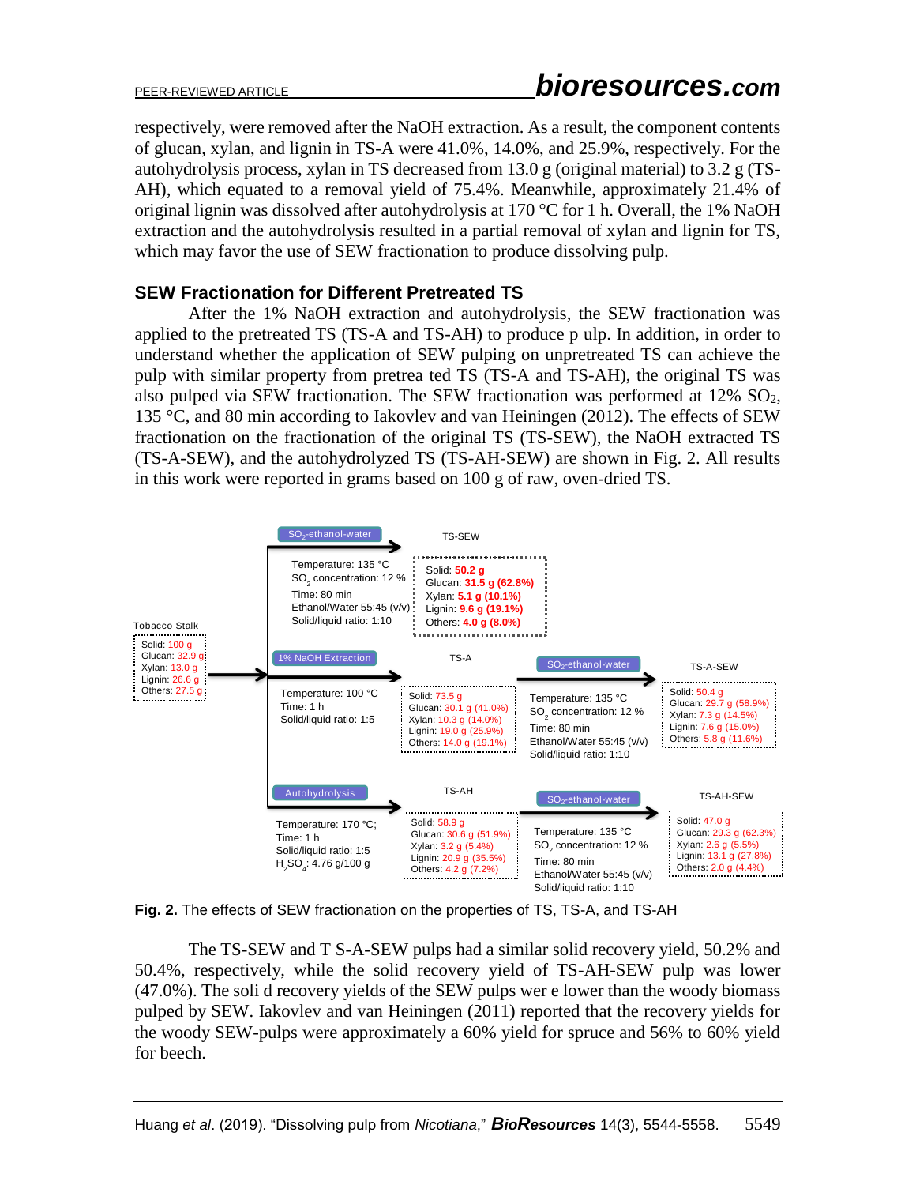respectively, were removed after the NaOH extraction. As a result, the component contents of glucan, xylan, and lignin in TS-A were 41.0%, 14.0%, and 25.9%, respectively. For the autohydrolysis process, xylan in TS decreased from 13.0 g (original material) to 3.2 g (TS-AH), which equated to a removal yield of 75.4%. Meanwhile, approximately 21.4% of original lignin was dissolved after autohydrolysis at 170 °C for 1 h. Overall, the 1% NaOH extraction and the autohydrolysis resulted in a partial removal of xylan and lignin for TS, which may favor the use of SEW fractionation to produce dissolving pulp.

## SEW Fractionation for Different Pretreated TS

After the 1% NaOH extraction and autohydrolysis, the SEW fractionation was applied to the pretreated TS (TS-A and TS-AH) to produce pulp. In addition, in order to understand whether the application of SEW pulping on unpretreated TS can achieve the pulp with similar property from pretreated TS (TS-A and TS-AH), the original TS was also pulped via SEW fractionation. The SEW fractionation was performed at 12% $SO_2$, 135 °C, and 80 min according to Iakovlev and van Heiningen (2012). The effects of SEW fractionation on the fractionation of the original TS (TS-SEW), the NaOH extracted TS (TS-A-SEW), and the autohydrolyzed TS (TS-AH-SEW) are shown in Fig. 2. All results in this work were reported in grams based on 100 g of raw, oven-dried TS.

**Fig. 2.** The effects of SEW fractionation on the properties of TS, TS-A, and TS-AH

The TS-SEW and TS-A-SEW pulps had a similar solid recovery yield, 50.2% and 50.4%, respectively, while the solid recovery yield of TS-AH-SEW pulp was lower (47.0%). The solid recovery yields of the SEW pulps were lower than the woody biomass pulped by SEW. Iakovlev and van Heiningen (2011) reported that the recovery yields for the woody SEW-pulps were approximately a 60% yield for spruce and 56% to 60% yield for beech.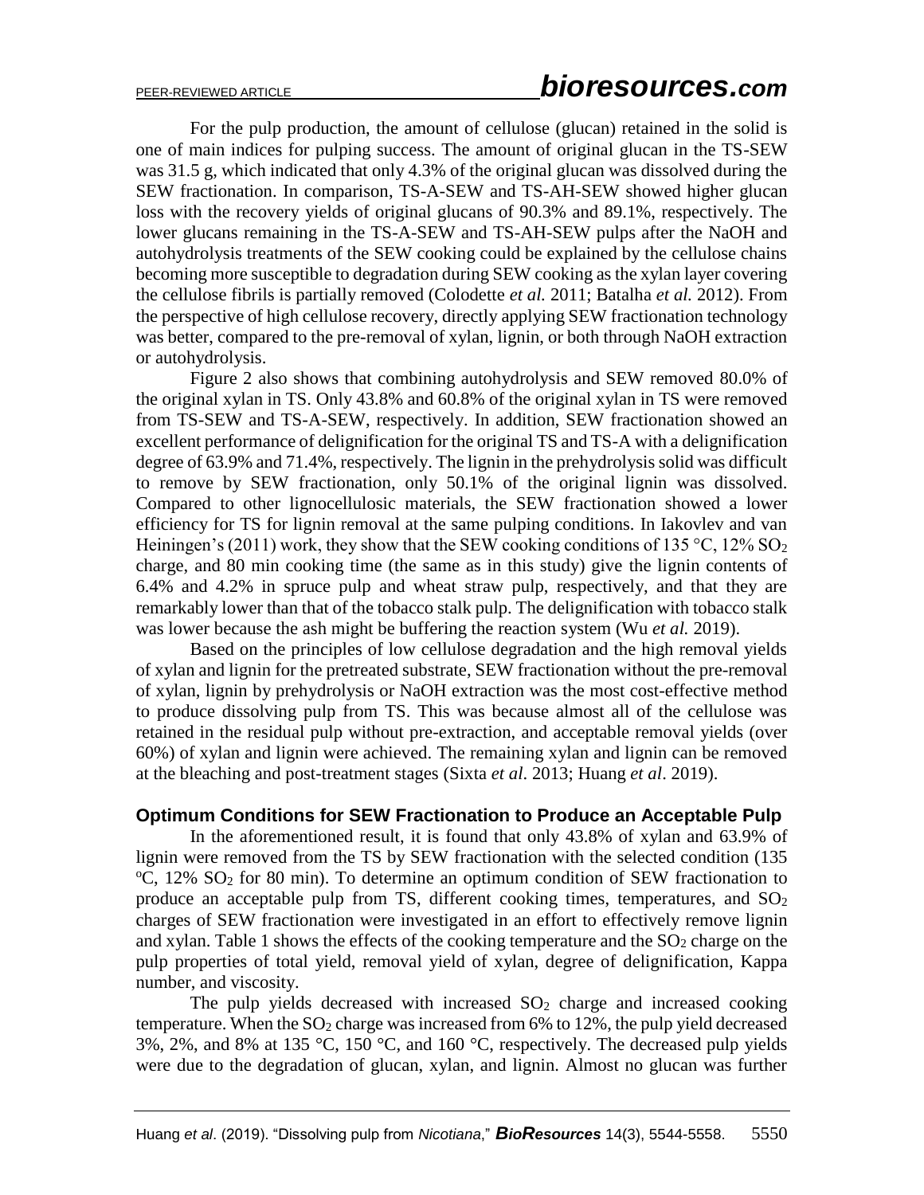For the pulp production, the amount of cellulose (glucan) retained in the solid is one of main indices for pulping success. The amount of original glucan in the TS-SEW was 31.5 g, which indicated that only 4.3% of the original glucan was dissolved during the SEW fractionation. In comparison, TS-A-SEW and TS-AH-SEW showed higher glucan loss with the recovery yields of original glucans of 90.3% and 89.1%, respectively. The lower glucans remaining in the TS-A-SEW and TS-AH-SEW pulps after the NaOH and autohydrolysis treatments of the SEW cooking could be explained by the cellulose chains becoming more susceptible to degradation during SEW cooking as the xylan layer covering the cellulose fibrils is partially removed (Colodette *et al.* 2011; Batalha *et al.* 2012). From the perspective of high cellulose recovery, directly applying SEW fractionation technology was better, compared to the pre-removal of xylan, lignin, or both through NaOH extraction or autohydrolysis.

Figure 2 also shows that combining autohydrolysis and SEW removed 80.0% of the original xylan in TS. Only 43.8% and 60.8% of the original xylan in TS were removed from TS-SEW and TS-A-SEW, respectively. In addition, SEW fractionation showed an excellent performance of delignification for the original TS and TS-A with a delignification degree of 63.9% and 71.4%, respectively. The lignin in the prehydrolysis solid was difficult to remove by SEW fractionation, only 50.1% of the original lignin was dissolved. Compared to other lignocellulosic materials, the SEW fractionation showed a lower efficiency for TS for lignin removal at the same pulping conditions. In Iakovlev and van Heiningen's (2011) work, they show that the SEW cooking conditions of 135 °C, 12% $SO_2$ charge, and 80 min cooking time (the same as in this study) give the lignin contents of 6.4% and 4.2% in spruce pulp and wheat straw pulp, respectively, and that they are remarkably lower than that of the tobacco stalk pulp. The delignification with tobacco stalk was lower because the ash might be buffering the reaction system (Wu *et al.* 2019).

Based on the principles of low cellulose degradation and the high removal yields of xylan and lignin for the pretreated substrate, SEW fractionation without the pre-removal of xylan, lignin by prehydrolysis or NaOH extraction was the most cost-effective method to produce dissolving pulp from TS. This was because almost all of the cellulose was retained in the residual pulp without pre-extraction, and acceptable removal yields (over 60%) of xylan and lignin were achieved. The remaining xylan and lignin can be removed at the bleaching and post-treatment stages (Sixta *et al*. 2013; Huang *et al*. 2019).

### Optimum Conditions for SEW Fractionation to Produce an Acceptable Pulp

In the aforementioned result, it is found that only 43.8% of xylan and 63.9% of lignin were removed from the TS by SEW fractionation with the selected condition (135 °C, 12% $SO_2$ for 80 min). To determine an optimum condition of SEW fractionation to produce an acceptable pulp from TS, different cooking times, temperatures, and $SO_2$ charges of SEW fractionation were investigated in an effort to effectively remove lignin and xylan. Table 1 shows the effects of the cooking temperature and the $SO_2$ charge on the pulp properties of total yield, removal yield of xylan, degree of delignification, Kappa number, and viscosity.

The pulp yields decreased with increased $SO_2$ charge and increased cooking temperature. When the $SO_2$ charge was increased from 6% to 12%, the pulp yield decreased 3%, 2%, and 8% at 135 °C, 150 °C, and 160 °C, respectively. The decreased pulp yields were due to the degradation of glucan, xylan, and lignin. Almost no glucan was further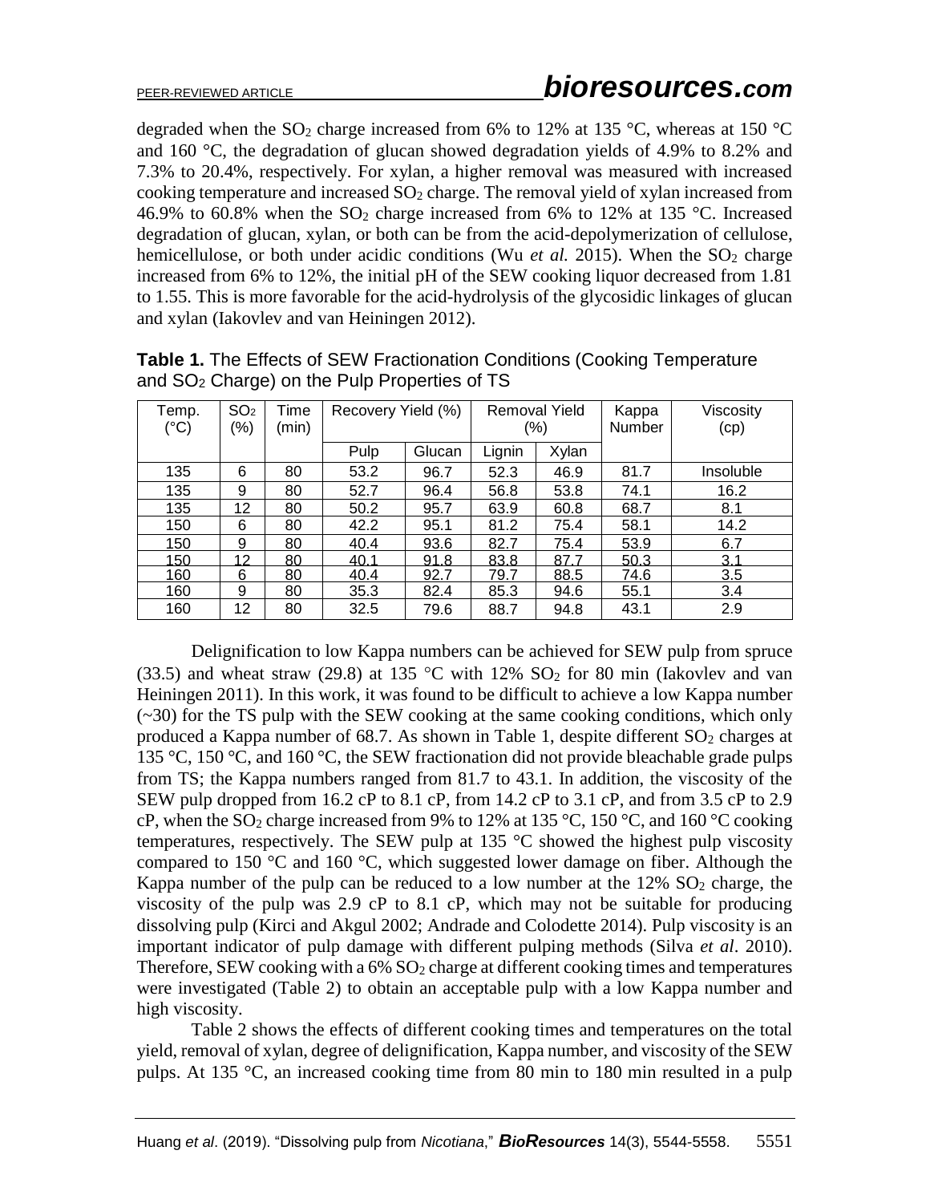degraded when the $SO_2$ charge increased from 6% to 12% at 135 °C, whereas at 150 °C and 160 °C, the degradation of glucan showed degradation yields of 4.9% to 8.2% and 7.3% to 20.4%, respectively. For xylan, a higher removal was measured with increased cooking temperature and increased $SO_2$ charge. The removal yield of xylan increased from 46.9% to 60.8% when the $SO_2$ charge increased from 6% to 12% at 135 °C. Increased degradation of glucan, xylan, or both can be from the acid-depolymerization of cellulose, hemicellulose, or both under acidic conditions (Wu *et al.* 2015). When the $SO_2$ charge increased from 6% to 12%, the initial pH of the SEW cooking liquor decreased from 1.81 to 1.55. This is more favorable for the acid-hydrolysis of the glycosidic linkages of glucan and xylan (Iakovlev and van Heiningen 2012).

**Table 1.** The Effects of SEW Fractionation Conditions (Cooking Temperature and $SO_2$ Charge) on the Pulp Properties of TS

| Temp. (°C) | $SO_2$ (%) | Time (min) | Recovery Yield (%) | | Removal Yield (%) | | Kappa Number | Viscosity (cp) |
|---|---|---|---|---|---|---|---|---|
| | | | Pulp | Glucan | Lignin | Xylan | | |
| 135 | 6 | 80 | 53.2 | 96.7 | 52.3 | 46.9 | 81.7 | Insoluble |
| 135 | 9 | 80 | 52.7 | 96.4 | 56.8 | 53.8 | 74.1 | 16.2 |
| 135 | 12 | 80 | 50.2 | 95.7 | 63.9 | 60.8 | 68.7 | 8.1 |
| 150 | 6 | 80 | 42.2 | 95.1 | 81.2 | 75.4 | 58.1 | 14.2 |
| 150 | 9 | 80 | 40.4 | 93.6 | 82.7 | 75.4 | 53.9 | 6.7 |
| 150 | 12 | 80 | 40.1 | 91.8 | 83.8 | 87.7 | 50.3 | 3.1 |
| 160 | 6 | 80 | 40.4 | 92.7 | 79.7 | 88.5 | 74.6 | 3.5 |
| 160 | 9 | 80 | 35.3 | 82.4 | 85.3 | 94.6 | 55.1 | 3.4 |
| 160 | 12 | 80 | 32.5 | 79.6 | 88.7 | 94.8 | 43.1 | 2.9 |

Delignification to low Kappa numbers can be achieved for SEW pulp from spruce (33.5) and wheat straw (29.8) at 135 °C with 12% $SO_2$ for 80 min (Iakovlev and van Heiningen 2011). In this work, it was found to be difficult to achieve a low Kappa number (~30) for the TS pulp with the SEW cooking at the same cooking conditions, which only produced a Kappa number of 68.7. As shown in Table 1, despite different $SO_2$ charges at 135 °C, 150 °C, and 160 °C, the SEW fractionation did not provide bleachable grade pulps from TS; the Kappa numbers ranged from 81.7 to 43.1. In addition, the viscosity of the SEW pulp dropped from 16.2 cP to 8.1 cP, from 14.2 cP to 3.1 cP, and from 3.5 cP to 2.9 cP, when the $SO_2$ charge increased from 9% to 12% at 135 °C, 150 °C, and 160 °C cooking temperatures, respectively. The SEW pulp at 135 °C showed the highest pulp viscosity compared to 150 °C and 160 °C, which suggested lower damage on fiber. Although the Kappa number of the pulp can be reduced to a low number at the 12% $SO_2$ charge, the viscosity of the pulp was 2.9 cP to 8.1 cP, which may not be suitable for producing dissolving pulp (Kirci and Akgul 2002; Andrade and Colodette 2014). Pulp viscosity is an important indicator of pulp damage with different pulping methods (Silva *et al*. 2010). Therefore, SEW cooking with a 6% $SO_2$ charge at different cooking times and temperatures were investigated (Table 2) to obtain an acceptable pulp with a low Kappa number and high viscosity.

Table 2 shows the effects of different cooking times and temperatures on the total yield, removal of xylan, degree of delignification, Kappa number, and viscosity of the SEW pulps. At 135 °C, an increased cooking time from 80 min to 180 min resulted in a pulp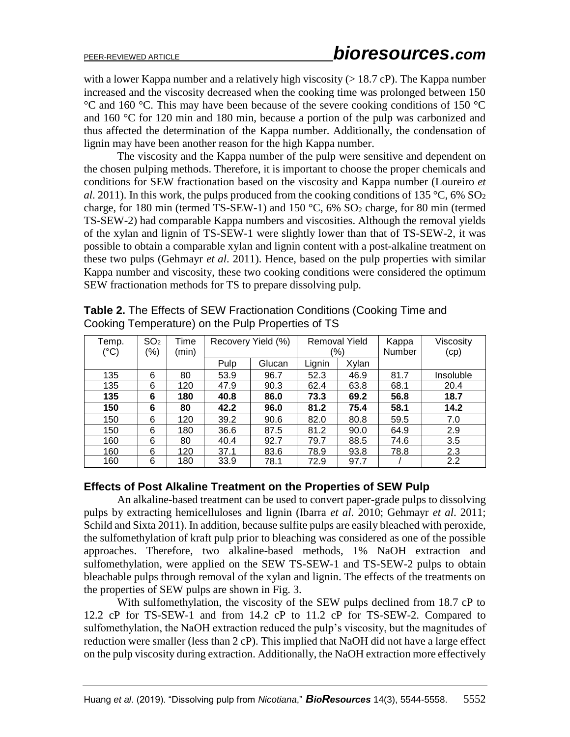with a lower Kappa number and a relatively high viscosity (> 18.7 cP). The Kappa number increased and the viscosity decreased when the cooking time was prolonged between 150 °C and 160 °C. This may have been because of the severe cooking conditions of 150 °C and 160 °C for 120 min and 180 min, because a portion of the pulp was carbonized and thus affected the determination of the Kappa number. Additionally, the condensation of lignin may have been another reason for the high Kappa number.

The viscosity and the Kappa number of the pulp were sensitive and dependent on the chosen pulping methods. Therefore, it is important to choose the proper chemicals and conditions for SEW fractionation based on the viscosity and Kappa number (Loureiro *et al*. 2011). In this work, the pulps produced from the cooking conditions of 135 °C, 6% $SO_2$ charge, for 180 min (termed TS-SEW-1) and 150 °C, 6% $SO_2$ charge, for 80 min (termed TS-SEW-2) had comparable Kappa numbers and viscosities. Although the removal yields of the xylan and lignin of TS-SEW-1 were slightly lower than that of TS-SEW-2, it was possible to obtain a comparable xylan and lignin content with a post-alkaline treatment on these two pulps (Gehmayr *et al*. 2011). Hence, based on the pulp properties with similar Kappa number and viscosity, these two cooking conditions were considered the optimum SEW fractionation methods for TS to prepare dissolving pulp.

**Table 2.** The Effects of SEW Fractionation Conditions (Cooking Time and Cooking Temperature) on the Pulp Properties of TS

| Temp. (°C) | $SO_2$ (%) | Time (min) | Recovery Yield (%) | | Removal Yield (%) | | Kappa Number | Viscosity (cp) |
|---|---|---|---|---|---|---|---|---|
| | | | Pulp | Glucan | Lignin | Xylan | | |
| 135 | 6 | 80 | 53.9 | 96.7 | 52.3 | 46.9 | 81.7 | Insoluble |
| 135 | 6 | 120 | 47.9 | 90.3 | 62.4 | 63.8 | 68.1 | 20.4 |
| **135** | **6** | **180** | **40.8** | **86.0** | **73.3** | **69.2** | **56.8** | **18.7** |
| **150** | **6** | **80** | **42.2** | **96.0** | **81.2** | **75.4** | **58.1** | **14.2** |
| 150 | 6 | 120 | 39.2 | 90.6 | 82.0 | 80.8 | 59.5 | 7.0 |
| 150 | 6 | 180 | 36.6 | 87.5 | 81.2 | 90.0 | 64.9 | 2.9 |
| 160 | 6 | 80 | 40.4 | 92.7 | 79.7 | 88.5 | 74.6 | 3.5 |
| 160 | 6 | 120 | 37.1 | 83.6 | 78.9 | 93.8 | 78.8 | 2.3 |
| 160 | 6 | 180 | 33.9 | 78.1 | 72.9 | 97.7 | / | 2.2 |

### Effects of Post Alkaline Treatment on the Properties of SEW Pulp

An alkaline-based treatment can be used to convert paper-grade pulps to dissolving pulps by extracting hemicelluloses and lignin (Ibarra *et al*. 2010; Gehmayr *et al*. 2011; Schild and Sixta 2011). In addition, because sulfite pulps are easily bleached with peroxide, the sulfomethylation of kraft pulp prior to bleaching was considered as one of the possible approaches. Therefore, two alkaline-based methods, 1% NaOH extraction and sulfomethylation, were applied on the SEW TS-SEW-1 and TS-SEW-2 pulps to obtain bleachable pulps through removal of the xylan and lignin. The effects of the treatments on the properties of SEW pulps are shown in Fig. 3.

With sulfomethylation, the viscosity of the SEW pulps declined from 18.7 cP to 12.2 cP for TS-SEW-1 and from 14.2 cP to 11.2 cP for TS-SEW-2. Compared to sulfomethylation, the NaOH extraction reduced the pulp's viscosity, but the magnitudes of reduction were smaller (less than 2 cP). This implied that NaOH did not have a large effect on the pulp viscosity during extraction. Additionally, the NaOH extraction more effectively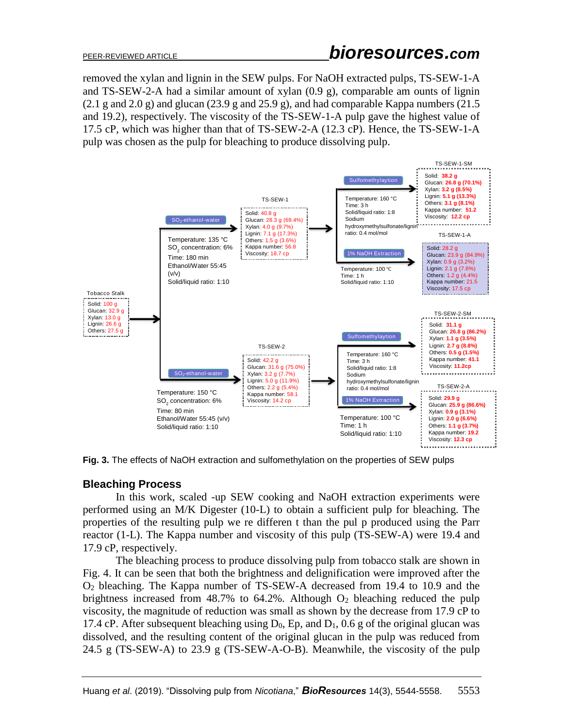removed the xylan and lignin in the SEW pulps. For NaOH extracted pulps, TS-SEW-1-A and TS-SEW-2-A had a similar amount of xylan (0.9 g), comparable am ounts of lignin (2.1 g and 2.0 g) and glucan (23.9 g and 25.9 g), and had comparable Kappa numbers (21.5 and 19.2), respectively. The viscosity of the TS-SEW-1-A pulp gave the highest value of 17.5 cP, which was higher than that of TS-SEW-2-A (12.3 cP). Hence, the TS-SEW-1-A pulp was chosen as the pulp for bleaching to produce dissolving pulp.

Tobacco Stalk
Solid: 100 g
Glucan: 32.9 g
Xylan: 13.0 g
Lignin: 26.6 g
Others: 27.5 g

$SO_2$-ethanol-water
Temperature: 135 °C
$SO_2$ concentration: 6%
Time: 180 min
Ethanol/Water 55:45 (v/v)
Solid/liquid ratio: 1:10

TS-SEW-1
Solid: 40.8 g
Glucan: 28.3 g (69.4%)
Xylan: 4.0 g (9.7%)
Lignin: 7.1 g (17.3%)
Others: 1.5 g (3.6%)
Kappa number: 56.8
Viscosity: 18.7 cp

Sulfomethylaytion
Temperature: 160 °C
Time: 3 h
Solid/liquid ratio: 1:8
Sodium hydroxymethylsulfonate/lignin ratio: 0.4 mol/mol

TS-SEW-1-SM
Solid: 38.2 g
Glucan: 26.8 g (70.1%)
Xylan: 3.2 g (8.5%)
Lignin: 5.1 g (13.3%)
Others: 3.1 g (8.1%)
Kappa number: 51.2
Viscosity: 12.2 cp

1% NaOH Extraction
Temperature: 100 °C
Time: 1 h
Solid/liquid ratio: 1:10

TS-SEW-1-A
Solid: 28.2 g
Glucan: 23.9 g (84.9%)
Xylan: 0.9 g (3.2%)
Lignin: 2.1 g (7.6%)
Others: 1.2 g (4.4%)
Kappa number: 21.5
Viscosity: 17.5 cp

$SO_2$-ethanol-water
Temperature: 150 °C
$SO_2$ concentration: 6%
Time: 80 min
Ethanol/Water 55:45 (v/v)
Solid/liquid ratio: 1:10

TS-SEW-2
Solid: 42.2 g
Glucan: 31.6 g (75.0%)
Xylan: 3.2 g (7.7%)
Lignin: 5.0 g (11.9%)
Others: 2.2 g (5.4%)
Kappa number: 58.1
Viscosity: 14.2 cp

Sulfomethylaytion
Temperature: 160 °C
Time: 3 h
Solid/liquid ratio: 1:8
Sodium hydroxymethylsulfonate/lignin ratio: 0.4 mol/mol

TS-SEW-2-SM
Solid: 31.1 g
Glucan: 26.8 g (86.2%)
Xylan: 1.1 g (3.5%)
Lignin: 2.7 g (8.8%)
Others: 0.5 g (1.5%)
Kappa number: 41.1
Viscosity: 11.2cp

1% NaOH Extraction
Temperature: 100 °C
Time: 1 h
Solid/liquid ratio: 1:10

TS-SEW-2-A
Solid: 29.9 g
Glucan: 25.9 g (86.6%)
Xylan: 0.9 g (3.1%)
Lignin: 2.0 g (6.6%)
Others: 1.1 g (3.7%)
Kappa number: 19.2
Viscosity: 12.3 cp

**Fig. 3.** The effects of NaOH extraction and sulfomethylation on the properties of SEW pulps

## Bleaching Process

In this work, scaled -up SEW cooking and NaOH extraction experiments were performed using an M/K Digester (10-L) to obtain a sufficient pulp for bleaching. The properties of the resulting pulp we re differen t than the pul p produced using the Parr reactor (1-L). The Kappa number and viscosity of this pulp (TS-SEW-A) were 19.4 and 17.9 cP, respectively.

The bleaching process to produce dissolving pulp from tobacco stalk are shown in Fig. 4. It can be seen that both the brightness and delignification were improved after the $O_2$ bleaching. The Kappa number of TS-SEW-A decreased from 19.4 to 10.9 and the brightness increased from 48.7% to 64.2%. Although $O_2$ bleaching reduced the pulp viscosity, the magnitude of reduction was small as shown by the decrease from 17.9 cP to 17.4 cP. After subsequent bleaching using $D_0$, Ep, and $D_1$, 0.6 g of the original glucan was dissolved, and the resulting content of the original glucan in the pulp was reduced from 24.5 g (TS-SEW-A) to 23.9 g (TS-SEW-A-O-B). Meanwhile, the viscosity of the pulp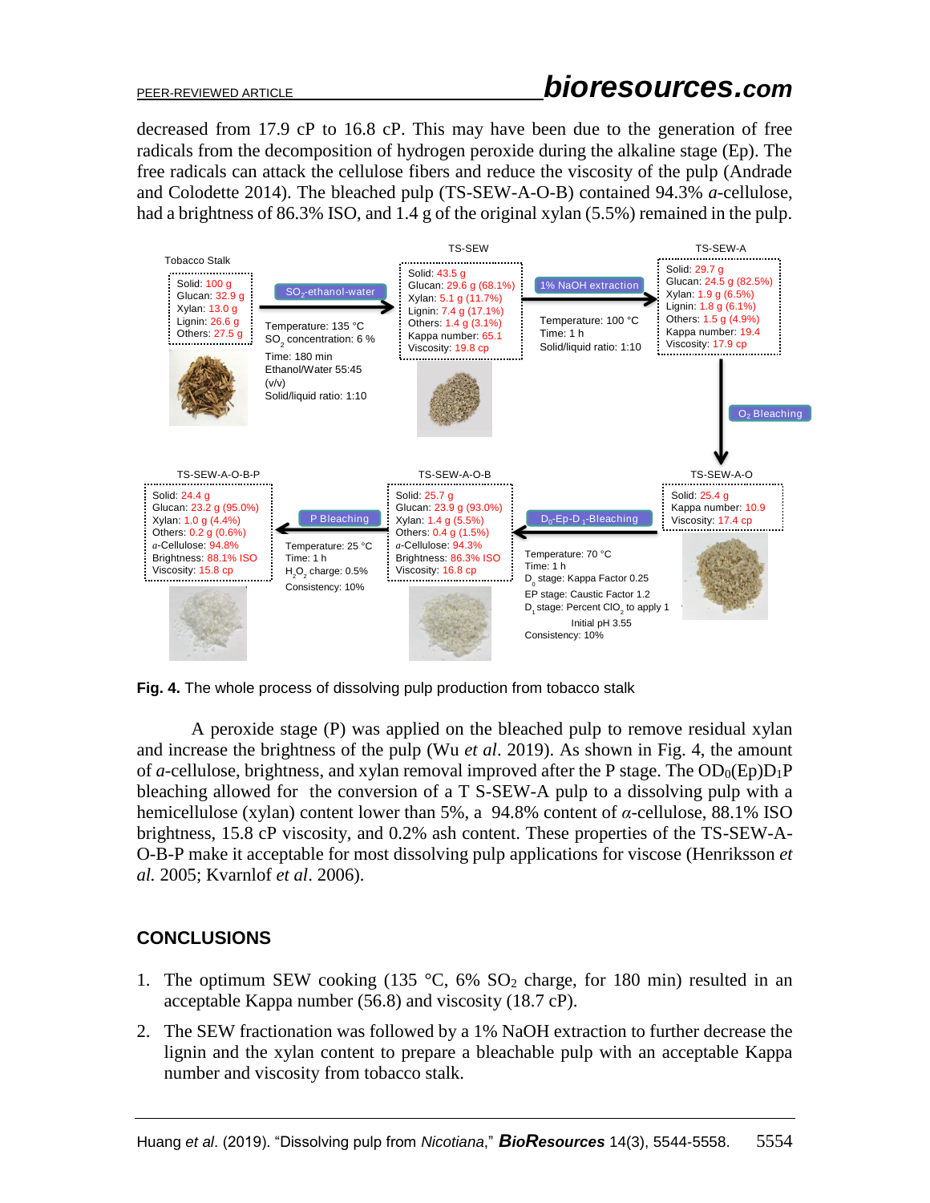decreased from 17.9 cP to 16.8 cP. This may have been due to the generation of free radicals from the decomposition of hydrogen peroxide during the alkaline stage (Ep). The free radicals can attack the cellulose fibers and reduce the viscosity of the pulp (Andrade and Colodette 2014). The bleached pulp (TS-SEW-A-O-B) contained 94.3% *a*-cellulose, had a brightness of 86.3% ISO, and 1.4 g of the original xylan (5.5%) remained in the pulp.

**Fig. 4.** The whole process of dissolving pulp production from tobacco stalk

A peroxide stage (P) was applied on the bleached pulp to remove residual xylan and increase the brightness of the pulp (Wu *et al*. 2019). As shown in Fig. 4, the amount of *a*-cellulose, brightness, and xylan removal improved after the P stage. The $OD_0(Ep)D_1P$ bleaching allowed for the conversion of a T S-SEW-A pulp to a dissolving pulp with a hemicellulose (xylan) content lower than 5%, a 94.8% content of $\alpha$-cellulose, 88.1% ISO brightness, 15.8 cP viscosity, and 0.2% ash content. These properties of the TS-SEW-A-O-B-P make it acceptable for most dissolving pulp applications for viscose (Henriksson *et al.* 2005; Kvarnlof *et al*. 2006).

## CONCLUSIONS

1. The optimum SEW cooking (135 °C, 6% $SO_2$ charge, for 180 min) resulted in an acceptable Kappa number (56.8) and viscosity (18.7 cP).
2. The SEW fractionation was followed by a 1% NaOH extraction to further decrease the lignin and the xylan content to prepare a bleachable pulp with an acceptable Kappa number and viscosity from tobacco stalk.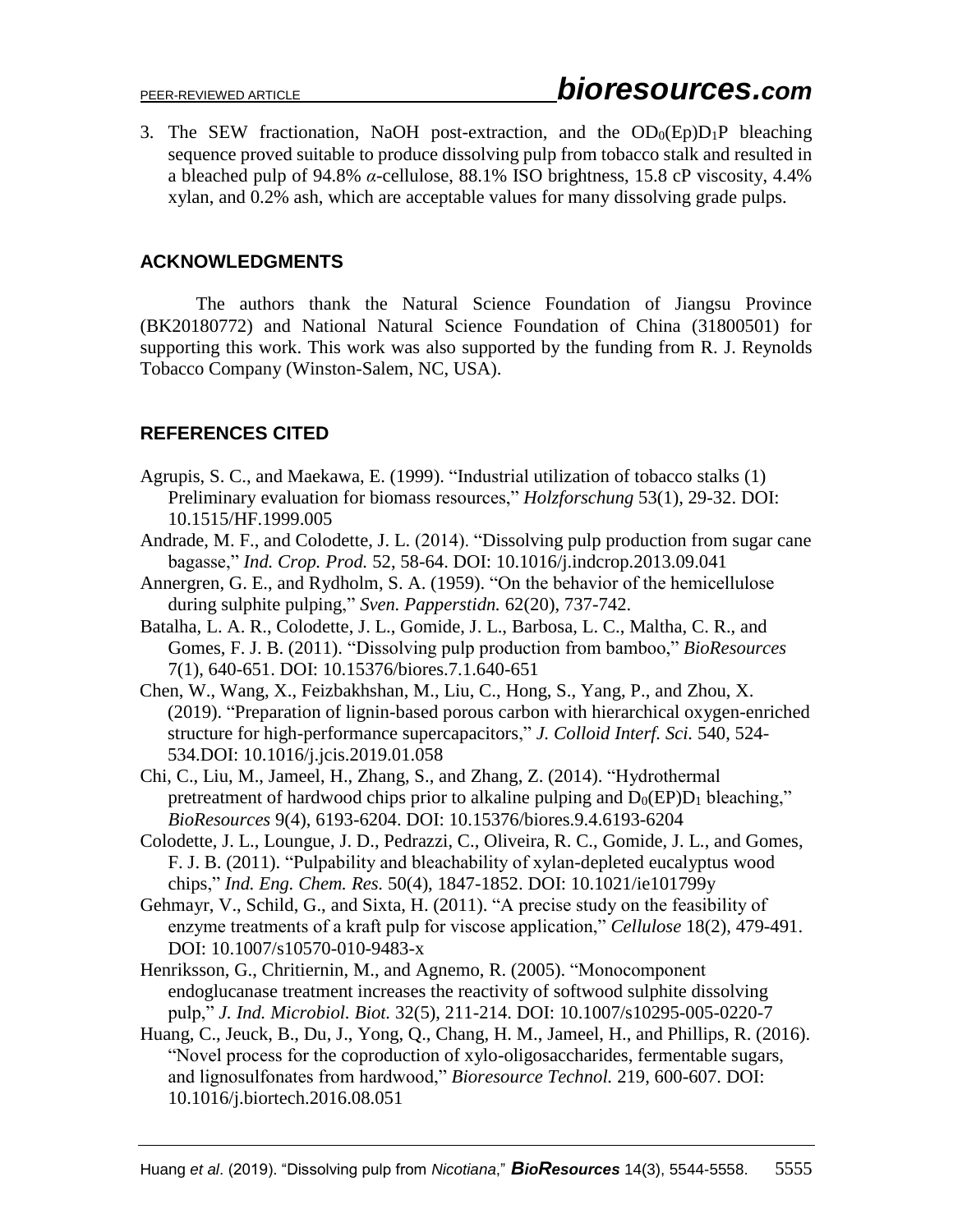3. The SEW fractionation, NaOH post-extraction, and the $OD_0(Ep)D_1P$ bleaching sequence proved suitable to produce dissolving pulp from tobacco stalk and resulted in a bleached pulp of 94.8% $\alpha$-cellulose, 88.1% ISO brightness, 15.8 cP viscosity, 4.4% xylan, and 0.2% ash, which are acceptable values for many dissolving grade pulps.

## ACKNOWLEDGMENTS

The authors thank the Natural Science Foundation of Jiangsu Province (BK20180772) and National Natural Science Foundation of China (31800501) for supporting this work. This work was also supported by the funding from R. J. Reynolds Tobacco Company (Winston-Salem, NC, USA).

## REFERENCES CITED

Agrupis, S. C., and Maekawa, E. (1999). "Industrial utilization of tobacco stalks (1) Preliminary evaluation for biomass resources," *Holzforschung* 53(1), 29-32. DOI: 10.1515/HF.1999.005

Andrade, M. F., and Colodette, J. L. (2014). "Dissolving pulp production from sugar cane bagasse," *Ind. Crop. Prod.* 52, 58-64. DOI: 10.1016/j.indcrop.2013.09.041

Annergren, G. E., and Rydholm, S. A. (1959). "On the behavior of the hemicellulose during sulphite pulping," *Sven. Papperstidn.* 62(20), 737-742.

Batalha, L. A. R., Colodette, J. L., Gomide, J. L., Barbosa, L. C., Maltha, C. R., and Gomes, F. J. B. (2011). "Dissolving pulp production from bamboo," *BioResources* 7(1), 640-651. DOI: 10.15376/biores.7.1.640-651

Chen, W., Wang, X., Feizbakhshan, M., Liu, C., Hong, S., Yang, P., and Zhou, X. (2019). "Preparation of lignin-based porous carbon with hierarchical oxygen-enriched structure for high-performance supercapacitors," *J. Colloid Interf. Sci.* 540, 524-534.DOI: 10.1016/j.jcis.2019.01.058

Chi, C., Liu, M., Jameel, H., Zhang, S., and Zhang, Z. (2014). "Hydrothermal pretreatment of hardwood chips prior to alkaline pulping and $D_0(EP)D_1$ bleaching," *BioResources* 9(4), 6193-6204. DOI: 10.15376/biores.9.4.6193-6204

Colodette, J. L., Loungue, J. D., Pedrazzi, C., Oliveira, R. C., Gomide, J. L., and Gomes, F. J. B. (2011). "Pulpability and bleachability of xylan-depleted eucalyptus wood chips," *Ind. Eng. Chem. Res.* 50(4), 1847-1852. DOI: 10.1021/ie101799y

Gehmayr, V., Schild, G., and Sixta, H. (2011). "A precise study on the feasibility of enzyme treatments of a kraft pulp for viscose application," *Cellulose* 18(2), 479-491. DOI: 10.1007/s10570-010-9483-x

Henriksson, G., Chritiernin, M., and Agnemo, R. (2005). "Monocomponent endoglucanase treatment increases the reactivity of softwood sulphite dissolving pulp," *J. Ind. Microbiol. Biot.* 32(5), 211-214. DOI: 10.1007/s10295-005-0220-7

Huang, C., Jeuck, B., Du, J., Yong, Q., Chang, H. M., Jameel, H., and Phillips, R. (2016). "Novel process for the coproduction of xylo-oligosaccharides, fermentable sugars, and lignosulfonates from hardwood," *Bioresource Technol.* 219, 600-607. DOI: 10.1016/j.biortech.2016.08.051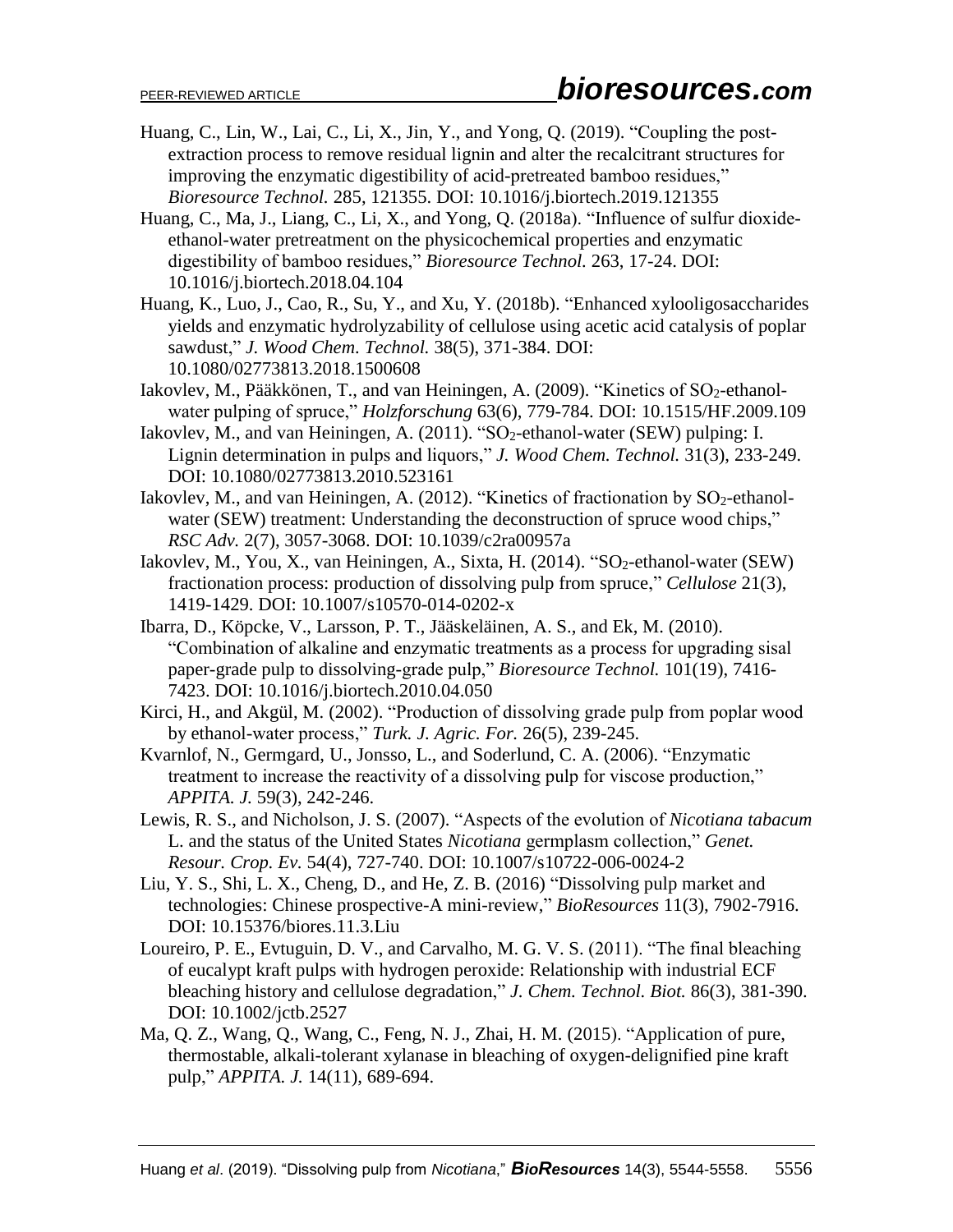Huang, C., Lin, W., Lai, C., Li, X., Jin, Y., and Yong, Q. (2019). "Coupling the post-extraction process to remove residual lignin and alter the recalcitrant structures for improving the enzymatic digestibility of acid-pretreated bamboo residues," *Bioresource Technol.* 285, 121355. DOI: 10.1016/j.biortech.2019.121355

Huang, C., Ma, J., Liang, C., Li, X., and Yong, Q. (2018a). "Influence of sulfur dioxide-ethanol-water pretreatment on the physicochemical properties and enzymatic digestibility of bamboo residues," *Bioresource Technol.* 263, 17-24. DOI: 10.1016/j.biortech.2018.04.104

Huang, K., Luo, J., Cao, R., Su, Y., and Xu, Y. (2018b). "Enhanced xylooligosaccharides yields and enzymatic hydrolyzability of cellulose using acetic acid catalysis of poplar sawdust," *J. Wood Chem. Technol.* 38(5), 371-384. DOI: 10.1080/02773813.2018.1500608

Iakovlev, M., Pääkkönen, T., and van Heiningen, A. (2009). "Kinetics of $SO_2$-ethanol-water pulping of spruce," *Holzforschung* 63(6), 779-784. DOI: 10.1515/HF.2009.109

Iakovlev, M., and van Heiningen, A. (2011). "$SO_2$-ethanol-water (SEW) pulping: I. Lignin determination in pulps and liquors," *J. Wood Chem. Technol.* 31(3), 233-249. DOI: 10.1080/02773813.2010.523161

Iakovlev, M., and van Heiningen, A. (2012). "Kinetics of fractionation by $SO_2$-ethanol-water (SEW) treatment: Understanding the deconstruction of spruce wood chips," *RSC Adv.* 2(7), 3057-3068. DOI: 10.1039/c2ra00957a

Iakovlev, M., You, X., van Heiningen, A., Sixta, H. (2014). "$SO_2$-ethanol-water (SEW) fractionation process: production of dissolving pulp from spruce," *Cellulose* 21(3), 1419-1429. DOI: 10.1007/s10570-014-0202-x

Ibarra, D., Köpcke, V., Larsson, P. T., Jääskeläinen, A. S., and Ek, M. (2010). "Combination of alkaline and enzymatic treatments as a process for upgrading sisal paper-grade pulp to dissolving-grade pulp," *Bioresource Technol.* 101(19), 7416-7423. DOI: 10.1016/j.biortech.2010.04.050

Kirci, H., and Akgül, M. (2002). "Production of dissolving grade pulp from poplar wood by ethanol-water process," *Turk. J. Agric. For.* 26(5), 239-245.

Kvarnlof, N., Germgard, U., Jonsso, L., and Soderlund, C. A. (2006). "Enzymatic treatment to increase the reactivity of a dissolving pulp for viscose production," *APPITA. J.* 59(3), 242-246.

Lewis, R. S., and Nicholson, J. S. (2007). "Aspects of the evolution of *Nicotiana tabacum* L. and the status of the United States *Nicotiana* germplasm collection," *Genet. Resour. Crop. Ev.* 54(4), 727-740. DOI: 10.1007/s10722-006-0024-2

Liu, Y. S., Shi, L. X., Cheng, D., and He, Z. B. (2016) "Dissolving pulp market and technologies: Chinese prospective-A mini-review," *BioResources* 11(3), 7902-7916. DOI: 10.15376/biores.11.3.Liu

Loureiro, P. E., Evtuguin, D. V., and Carvalho, M. G. V. S. (2011). "The final bleaching of eucalypt kraft pulps with hydrogen peroxide: Relationship with industrial ECF bleaching history and cellulose degradation," *J. Chem. Technol. Biot.* 86(3), 381-390. DOI: 10.1002/jctb.2527

Ma, Q. Z., Wang, Q., Wang, C., Feng, N. J., Zhai, H. M. (2015). "Application of pure, thermostable, alkali-tolerant xylanase in bleaching of oxygen-delignified pine kraft pulp," *APPITA. J.* 14(11), 689-694.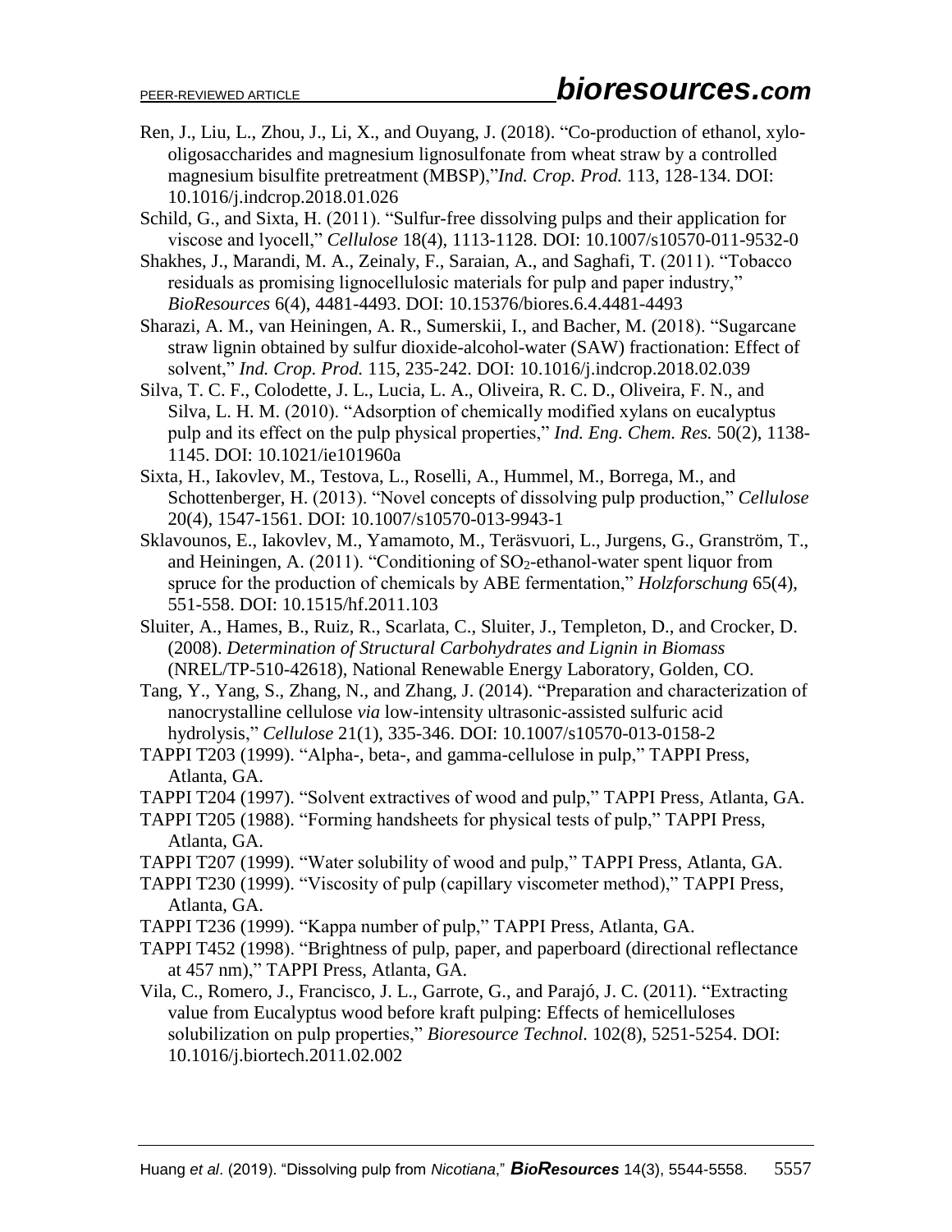Ren, J., Liu, L., Zhou, J., Li, X., and Ouyang, J. (2018). "Co-production of ethanol, xylo-oligosaccharides and magnesium lignosulfonate from wheat straw by a controlled magnesium bisulfite pretreatment (MBSP),"*Ind. Crop. Prod.* 113, 128-134. DOI: 10.1016/j.indcrop.2018.01.026

Schild, G., and Sixta, H. (2011). "Sulfur-free dissolving pulps and their application for viscose and lyocell," *Cellulose* 18(4), 1113-1128. DOI: 10.1007/s10570-011-9532-0

Shakhes, J., Marandi, M. A., Zeinaly, F., Saraian, A., and Saghafi, T. (2011). "Tobacco residuals as promising lignocellulosic materials for pulp and paper industry," *BioResources* 6(4), 4481-4493. DOI: 10.15376/biores.6.4.4481-4493

Sharazi, A. M., van Heiningen, A. R., Sumerskii, I., and Bacher, M. (2018). "Sugarcane straw lignin obtained by sulfur dioxide-alcohol-water (SAW) fractionation: Effect of solvent," *Ind. Crop. Prod.* 115, 235-242. DOI: 10.1016/j.indcrop.2018.02.039

Silva, T. C. F., Colodette, J. L., Lucia, L. A., Oliveira, R. C. D., Oliveira, F. N., and Silva, L. H. M. (2010). "Adsorption of chemically modified xylans on eucalyptus pulp and its effect on the pulp physical properties," *Ind. Eng. Chem. Res.* 50(2), 1138-1145. DOI: 10.1021/ie101960a

Sixta, H., Iakovlev, M., Testova, L., Roselli, A., Hummel, M., Borrega, M., and Schottenberger, H. (2013). "Novel concepts of dissolving pulp production," *Cellulose* 20(4), 1547-1561. DOI: 10.1007/s10570-013-9943-1

Sklavounos, E., Iakovlev, M., Yamamoto, M., Teräsvuori, L., Jurgens, G., Granström, T., and Heiningen, A. (2011). "Conditioning of $SO_2$-ethanol-water spent liquor from spruce for the production of chemicals by ABE fermentation," *Holzforschung* 65(4), 551-558. DOI: 10.1515/hf.2011.103

Sluiter, A., Hames, B., Ruiz, R., Scarlata, C., Sluiter, J., Templeton, D., and Crocker, D. (2008). *Determination of Structural Carbohydrates and Lignin in Biomass* (NREL/TP-510-42618), National Renewable Energy Laboratory, Golden, CO.

Tang, Y., Yang, S., Zhang, N., and Zhang, J. (2014). "Preparation and characterization of nanocrystalline cellulose *via* low-intensity ultrasonic-assisted sulfuric acid hydrolysis," *Cellulose* 21(1), 335-346. DOI: 10.1007/s10570-013-0158-2

TAPPI T203 (1999). "Alpha-, beta-, and gamma-cellulose in pulp," TAPPI Press, Atlanta, GA.

TAPPI T204 (1997). "Solvent extractives of wood and pulp," TAPPI Press, Atlanta, GA.

TAPPI T205 (1988). "Forming handsheets for physical tests of pulp," TAPPI Press, Atlanta, GA.

TAPPI T207 (1999). "Water solubility of wood and pulp," TAPPI Press, Atlanta, GA.

TAPPI T230 (1999). "Viscosity of pulp (capillary viscometer method)," TAPPI Press, Atlanta, GA.

TAPPI T236 (1999). "Kappa number of pulp," TAPPI Press, Atlanta, GA.

TAPPI T452 (1998). "Brightness of pulp, paper, and paperboard (directional reflectance at 457 nm)," TAPPI Press, Atlanta, GA.

Vila, C., Romero, J., Francisco, J. L., Garrote, G., and Parajó, J. C. (2011). "Extracting value from Eucalyptus wood before kraft pulping: Effects of hemicelluloses solubilization on pulp properties," *Bioresource Technol.* 102(8), 5251-5254. DOI: 10.1016/j.biortech.2011.02.002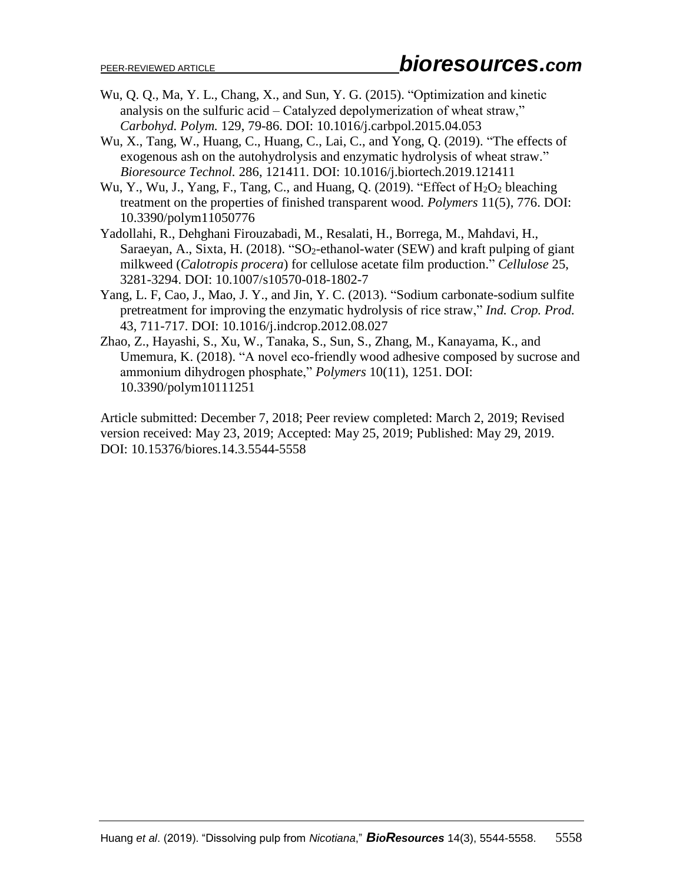Wu, Q. Q., Ma, Y. L., Chang, X., and Sun, Y. G. (2015). "Optimization and kinetic analysis on the sulfuric acid – Catalyzed depolymerization of wheat straw," *Carbohyd. Polym.* 129, 79-86. DOI: 10.1016/j.carbpol.2015.04.053

Wu, X., Tang, W., Huang, C., Huang, C., Lai, C., and Yong, Q. (2019). "The effects of exogenous ash on the autohydrolysis and enzymatic hydrolysis of wheat straw." *Bioresource Technol.* 286, 121411. DOI: 10.1016/j.biortech.2019.121411

Wu, Y., Wu, J., Yang, F., Tang, C., and Huang, Q. (2019). "Effect of $H_2O_2$ bleaching treatment on the properties of finished transparent wood. *Polymers* 11(5), 776. DOI: 10.3390/polym11050776

Yadollahi, R., Dehghani Firouzabadi, M., Resalati, H., Borrega, M., Mahdavi, H., Saraeyan, A., Sixta, H. (2018). "$SO_2$-ethanol-water (SEW) and kraft pulping of giant milkweed (*Calotropis procera*) for cellulose acetate film production." *Cellulose* 25, 3281-3294. DOI: 10.1007/s10570-018-1802-7

Yang, L. F, Cao, J., Mao, J. Y., and Jin, Y. C. (2013). "Sodium carbonate-sodium sulfite pretreatment for improving the enzymatic hydrolysis of rice straw," *Ind. Crop. Prod.* 43, 711-717. DOI: 10.1016/j.indcrop.2012.08.027

Zhao, Z., Hayashi, S., Xu, W., Tanaka, S., Sun, S., Zhang, M., Kanayama, K., and Umemura, K. (2018). "A novel eco-friendly wood adhesive composed by sucrose and ammonium dihydrogen phosphate," *Polymers* 10(11), 1251. DOI: 10.3390/polym10111251

Article submitted: December 7, 2018; Peer review completed: March 2, 2019; Revised version received: May 23, 2019; Accepted: May 25, 2019; Published: May 29, 2019. DOI: 10.15376/biores.14.3.5544-5558